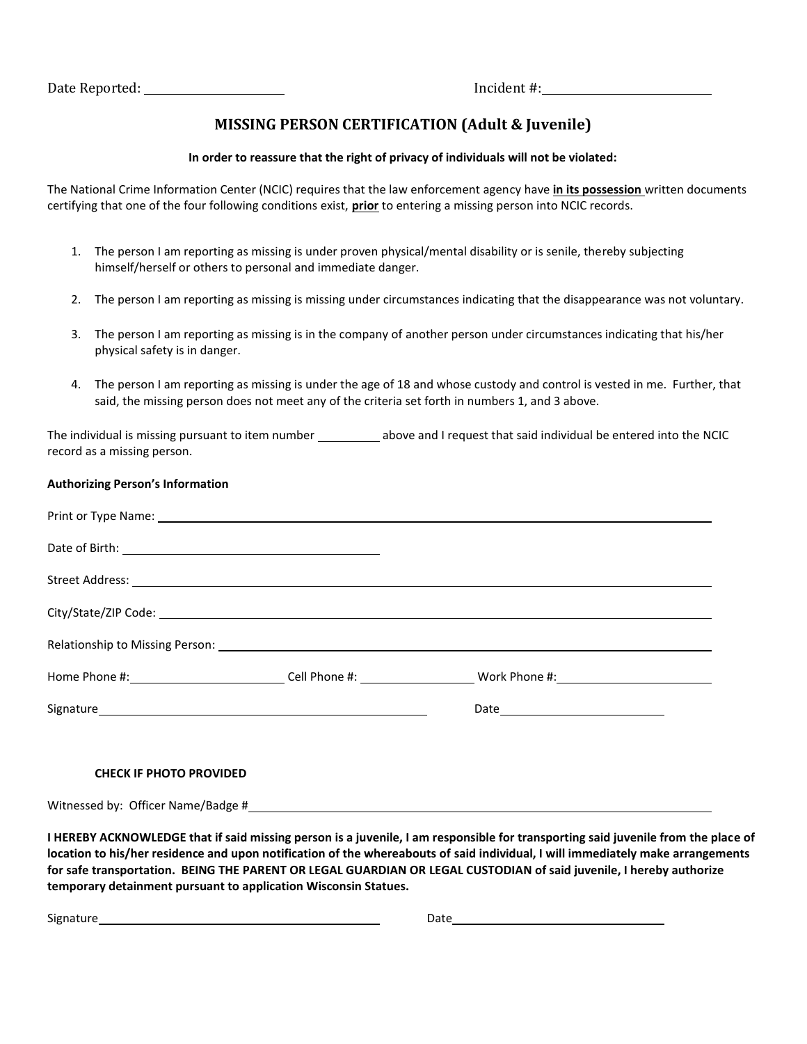Date Reported: ____________________ Incident #: ____________________

## MISSING PERSON CERTIFICATION (Adult & Juvenile)

**In order to reassure that the right of privacy of individuals will not be violated:**

The National Crime Information Center (NCIC) requires that the law enforcement agency have **in its possession** written documents certifying that one of the four following conditions exist, **prior** to entering a missing person into NCIC records.

1. The person I am reporting as missing is under proven physical/mental disability or is senile, thereby subjecting himself/herself or others to personal and immediate danger.
2. The person I am reporting as missing is missing under circumstances indicating that the disappearance was not voluntary.
3. The person I am reporting as missing is in the company of another person under circumstances indicating that his/her physical safety is in danger.
4. The person I am reporting as missing is under the age of 18 and whose custody and control is vested in me. Further, that said, the missing person does not meet any of the criteria set forth in numbers 1, and 3 above.

The individual is missing pursuant to item number __________ above and I request that said individual be entered into the NCIC record as a missing person.

**Authorizing Person's Information**

Print or Type Name: ____________________

Date of Birth: ____________________

Street Address: ____________________

City/State/ZIP Code: ____________________

Relationship to Missing Person: ____________________

Home Phone #: ____________________ Cell Phone #: ____________________ Work Phone #: ____________________

Signature ____________________ Date ____________________

**CHECK IF PHOTO PROVIDED**

Witnessed by: Officer Name/Badge # ____________________

**I HEREBY ACKNOWLEDGE that if said missing person is a juvenile, I am responsible for transporting said juvenile from the place of location to his/her residence and upon notification of the whereabouts of said individual, I will immediately make arrangements for safe transportation. BEING THE PARENT OR LEGAL GUARDIAN OR LEGAL CUSTODIAN of said juvenile, I hereby authorize temporary detainment pursuant to application Wisconsin Statues.**

Signature ____________________ Date ____________________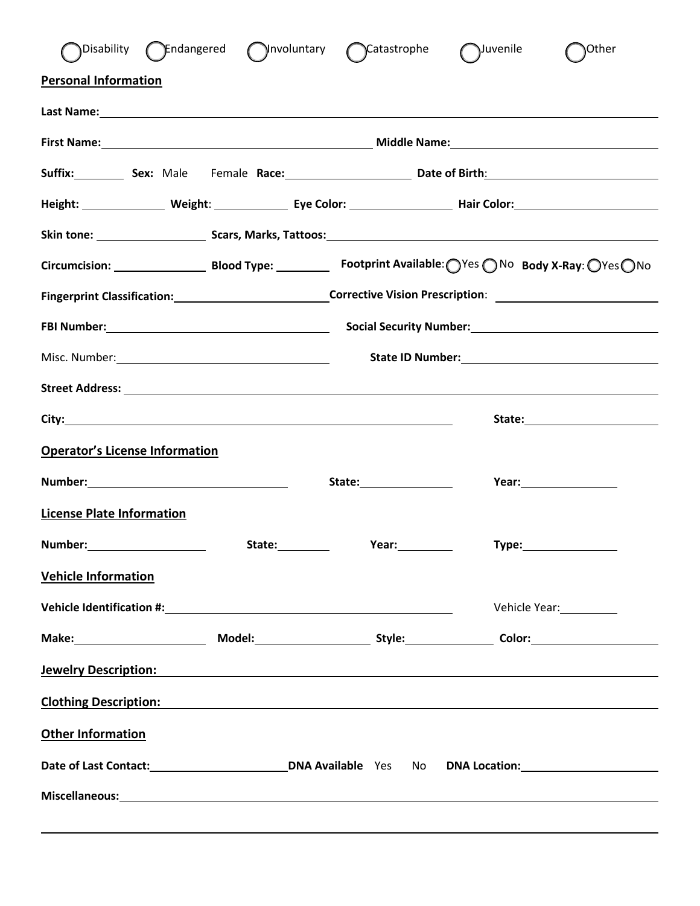◯ Disability ◯ Endangered ◯ Involuntary ◯ Catastrophe ◯ Juvenile ◯ Other

**Personal Information**

**Last Name:** ______________________________

**First Name:** ______________________ **Middle Name:** ______________________

**Suffix:** ________ **Sex:** Male Female **Race:** ______________ **Date of Birth:** ______________

**Height:** __________ **Weight:** __________ **Eye Color:** __________ **Hair Color:** __________

**Skin tone:** __________ **Scars, Marks, Tattoos:** ______________________________

**Circumcision:** __________ **Blood Type:** ________ **Footprint Available:** ◯ Yes ◯ No **Body X-Ray:** ◯ Yes ◯ No

**Fingerprint Classification:** ______________ **Corrective Vision Prescription:** ______________

**FBI Number:** ______________ **Social Security Number:** ______________

Misc. Number: ______________ **State ID Number:** ______________

**Street Address:** ______________________________

**City:** ______________________ **State:** __________

**Operator's License Information**

**Number:** ______________ **State:** __________ **Year:** __________

**License Plate Information**

**Number:** __________ **State:** ________ **Year:** ________ **Type:** __________

**Vehicle Information**

**Vehicle Identification #:** ______________________ Vehicle Year: ________

**Make:** __________ **Model:** __________ **Style:** __________ **Color:** __________

**Jewelry Description:** ______________________________

**Clothing Description:** ______________________________

**Other Information**

**Date of Last Contact:** ______________ **DNA Available** Yes No **DNA Location:** ______________

**Miscellaneous:** ______________________________